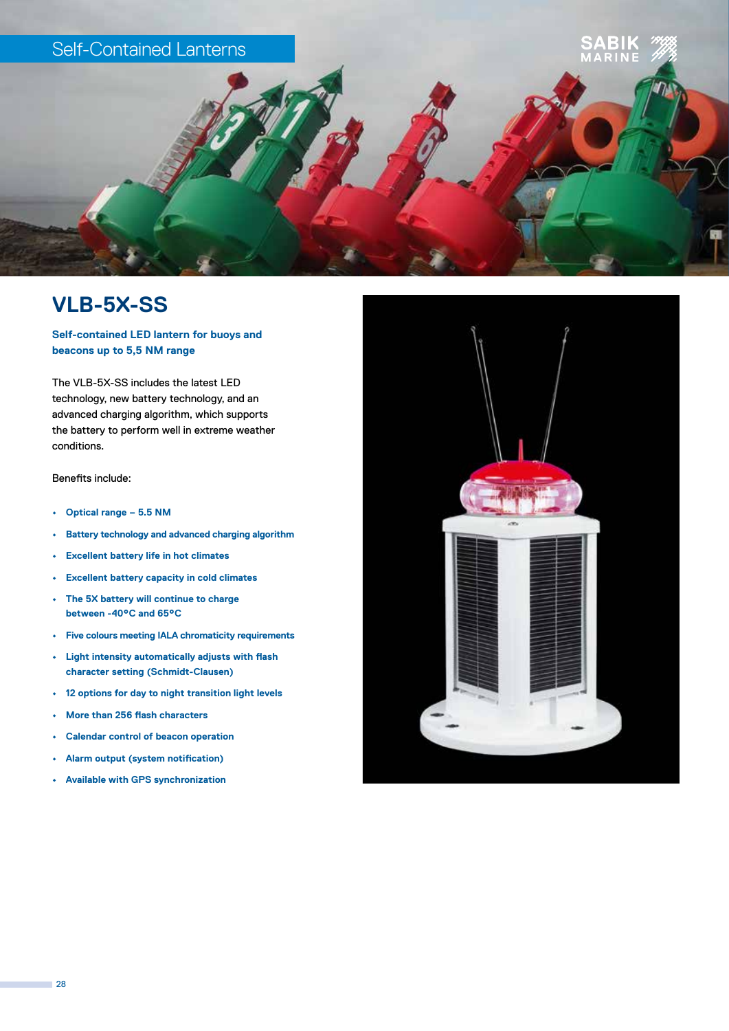Self-Contained Lanterns

SABIK MARINE

# VLB-5X-SS

**Self-contained LED lantern for buoys and beacons up to 5,5 NM range**

The VLB-5X-SS includes the latest LED technology, new battery technology, and an advanced charging algorithm, which supports the battery to perform well in extreme weather conditions.

Benefits include:

- **Optical range – 5.5 NM**
- **Battery technology and advanced charging algorithm**
- **Excellent battery life in hot climates**
- **Excellent battery capacity in cold climates**
- **The 5X battery will continue to charge between -40°C and 65°C**
- **Five colours meeting IALA chromaticity requirements**
- **Light intensity automatically adjusts with flash character setting (Schmidt-Clausen)**
- **12 options for day to night transition light levels**
- **More than 256 flash characters**
- **Calendar control of beacon operation**
- **Alarm output (system notification)**
- **Available with GPS synchronization**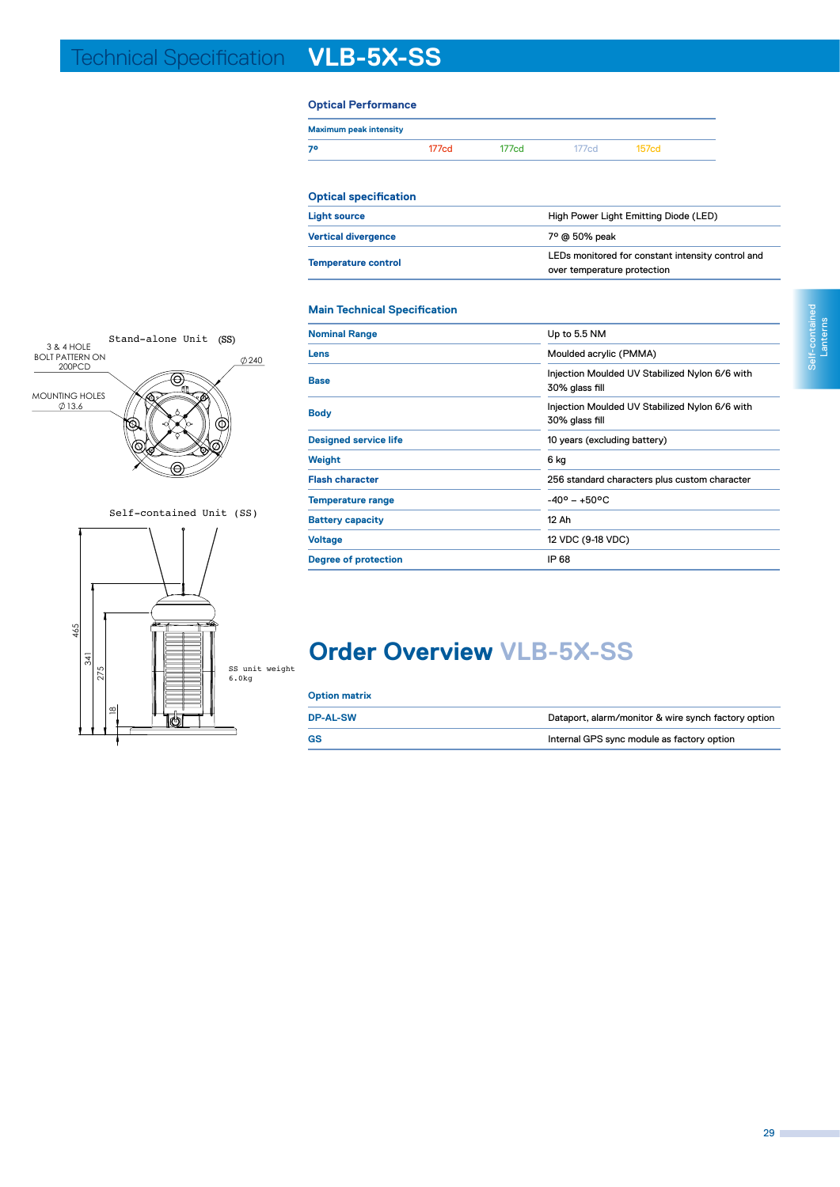# Technical Specification VLB-5X-SS

## Optical Performance

| Maximum peak intensity | | | | |
|---|---|---|---|---|
| 7° | 177cd | 177cd | 177cd | 157cd |

## Optical specification

| | |
|---|---|
| Light source | High Power Light Emitting Diode (LED) |
| Vertical divergence | 7° @ 50% peak |
| Temperature control | LEDs monitored for constant intensity control and over temperature protection |

## Main Technical Specification

| | |
|---|---|
| Nominal Range | Up to 5.5 NM |
| Lens | Moulded acrylic (PMMA) |
| Base | Injection Moulded UV Stabilized Nylon 6/6 with 30% glass fill |
| Body | Injection Moulded UV Stabilized Nylon 6/6 with 30% glass fill |
| Designed service life | 10 years (excluding battery) |
| Weight | 6 kg |
| Flash character | 256 standard characters plus custom character |
| Temperature range | -40° – +50°C |
| Battery capacity | 12 Ah |
| Voltage | 12 VDC (9-18 VDC) |
| Degree of protection | IP 68 |

Stand-alone Unit (SS)

3 & 4 HOLE BOLT PATTERN ON 200PCD

MOUNTING HOLES ∅13.6

∅240

Self-contained Unit (SS)

465

341

275

18

SS unit weight 6.0kg

# Order Overview VLB-5X-SS

| Option matrix | |
|---|---|
| DP-AL-SW | Dataport, alarm/monitor & wire synch factory option |
| GS | Internal GPS sync module as factory option |

Self-contained Lanterns